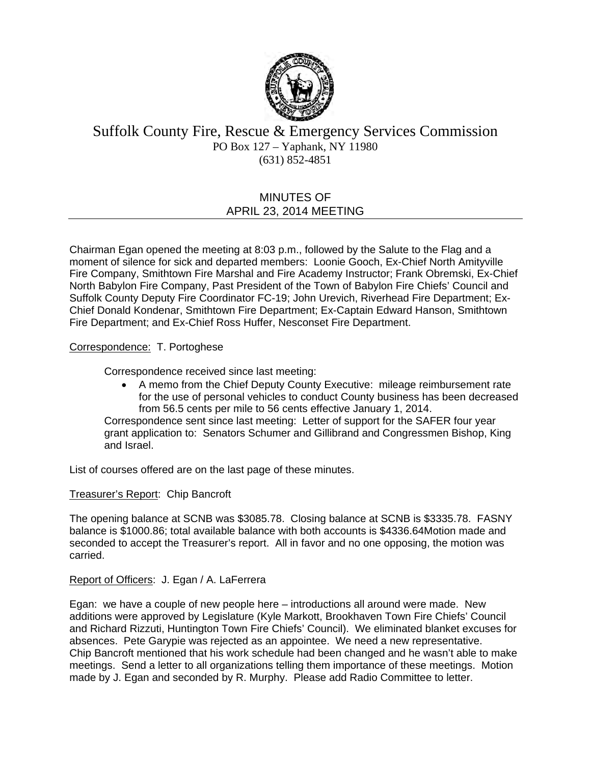# Suffolk County Fire, Rescue & Emergency Services Commission

PO Box 127 – Yaphank, NY 11980
(631) 852-4851

## MINUTES OF APRIL 23, 2014 MEETING

Chairman Egan opened the meeting at 8:03 p.m., followed by the Salute to the Flag and a moment of silence for sick and departed members: Loonie Gooch, Ex-Chief North Amityville Fire Company, Smithtown Fire Marshal and Fire Academy Instructor; Frank Obremski, Ex-Chief North Babylon Fire Company, Past President of the Town of Babylon Fire Chiefs' Council and Suffolk County Deputy Fire Coordinator FC-19; John Urevich, Riverhead Fire Department; Ex-Chief Donald Kondenar, Smithtown Fire Department; Ex-Captain Edward Hanson, Smithtown Fire Department; and Ex-Chief Ross Huffer, Nesconset Fire Department.

Correspondence: T. Portoghese

Correspondence received since last meeting:

- A memo from the Chief Deputy County Executive: mileage reimbursement rate for the use of personal vehicles to conduct County business has been decreased from 56.5 cents per mile to 56 cents effective January 1, 2014.

Correspondence sent since last meeting: Letter of support for the SAFER four year grant application to: Senators Schumer and Gillibrand and Congressmen Bishop, King and Israel.

List of courses offered are on the last page of these minutes.

Treasurer's Report: Chip Bancroft

The opening balance at SCNB was $3085.78. Closing balance at SCNB is $3335.78. FASNY balance is $1000.86; total available balance with both accounts is $4336.64Motion made and seconded to accept the Treasurer's report. All in favor and no one opposing, the motion was carried.

Report of Officers: J. Egan / A. LaFerrera

Egan: we have a couple of new people here – introductions all around were made. New additions were approved by Legislature (Kyle Markott, Brookhaven Town Fire Chiefs' Council and Richard Rizzuti, Huntington Town Fire Chiefs' Council). We eliminated blanket excuses for absences. Pete Garypie was rejected as an appointee. We need a new representative. Chip Bancroft mentioned that his work schedule had been changed and he wasn't able to make meetings. Send a letter to all organizations telling them importance of these meetings. Motion made by J. Egan and seconded by R. Murphy. Please add Radio Committee to letter.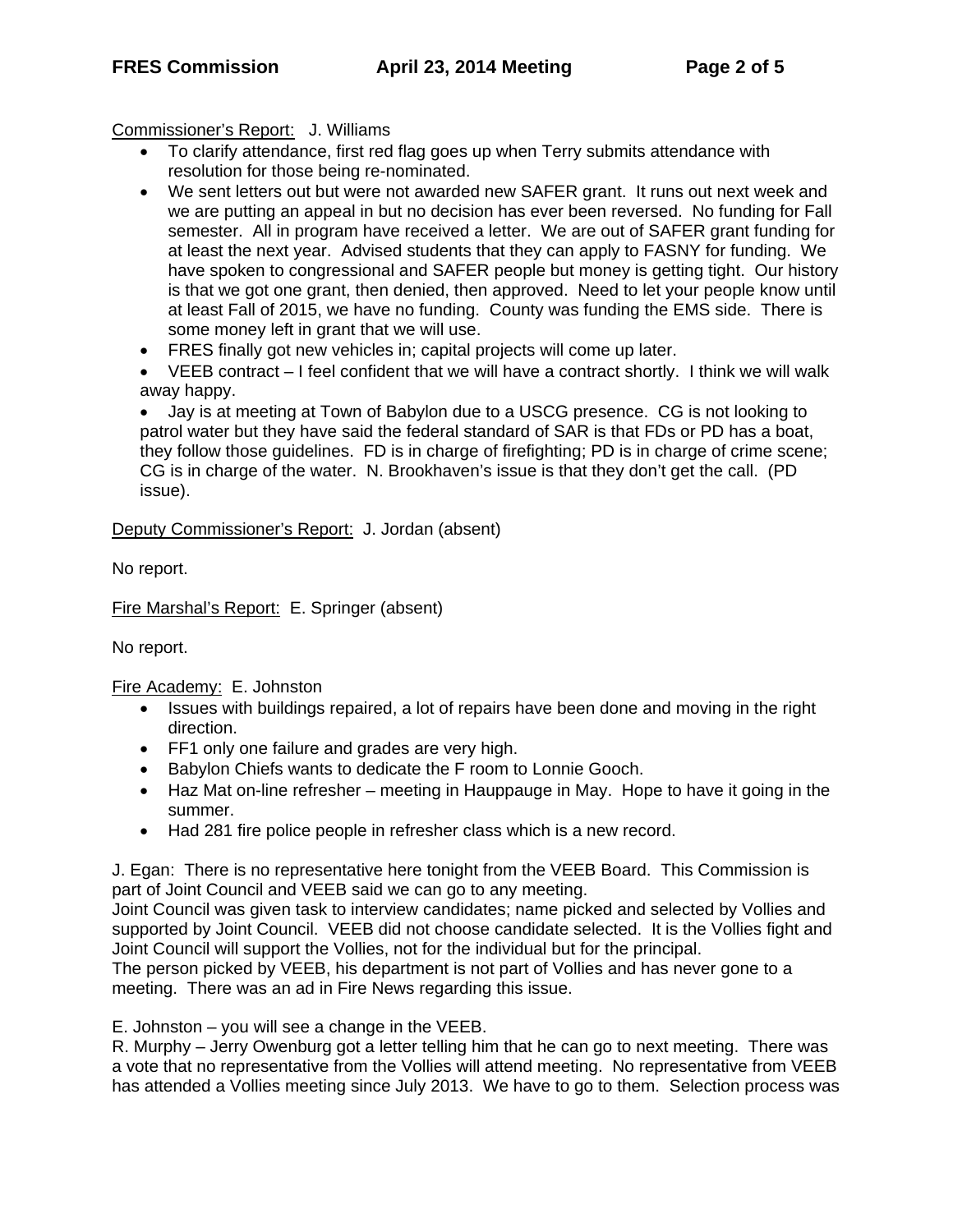<u>Commissioner's Report:</u> J. Williams

- To clarify attendance, first red flag goes up when Terry submits attendance with resolution for those being re-nominated.
- We sent letters out but were not awarded new SAFER grant. It runs out next week and we are putting an appeal in but no decision has ever been reversed. No funding for Fall semester. All in program have received a letter. We are out of SAFER grant funding for at least the next year. Advised students that they can apply to FASNY for funding. We have spoken to congressional and SAFER people but money is getting tight. Our history is that we got one grant, then denied, then approved. Need to let your people know until at least Fall of 2015, we have no funding. County was funding the EMS side. There is some money left in grant that we will use.
- FRES finally got new vehicles in; capital projects will come up later.
- VEEB contract – I feel confident that we will have a contract shortly. I think we will walk away happy.
- Jay is at meeting at Town of Babylon due to a USCG presence. CG is not looking to patrol water but they have said the federal standard of SAR is that FDs or PD has a boat, they follow those guidelines. FD is in charge of firefighting; PD is in charge of crime scene; CG is in charge of the water. N. Brookhaven's issue is that they don't get the call. (PD issue).

<u>Deputy Commissioner's Report:</u> J. Jordan (absent)

No report.

<u>Fire Marshal's Report:</u> E. Springer (absent)

No report.

<u>Fire Academy:</u> E. Johnston

- Issues with buildings repaired, a lot of repairs have been done and moving in the right direction.
- FF1 only one failure and grades are very high.
- Babylon Chiefs wants to dedicate the F room to Lonnie Gooch.
- Haz Mat on-line refresher – meeting in Hauppauge in May. Hope to have it going in the summer.
- Had 281 fire police people in refresher class which is a new record.

J. Egan: There is no representative here tonight from the VEEB Board. This Commission is part of Joint Council and VEEB said we can go to any meeting.
Joint Council was given task to interview candidates; name picked and selected by Vollies and supported by Joint Council. VEEB did not choose candidate selected. It is the Vollies fight and Joint Council will support the Vollies, not for the individual but for the principal.
The person picked by VEEB, his department is not part of Vollies and has never gone to a meeting. There was an ad in Fire News regarding this issue.

E. Johnston – you will see a change in the VEEB.
R. Murphy – Jerry Owenburg got a letter telling him that he can go to next meeting. There was a vote that no representative from the Vollies will attend meeting. No representative from VEEB has attended a Vollies meeting since July 2013. We have to go to them. Selection process was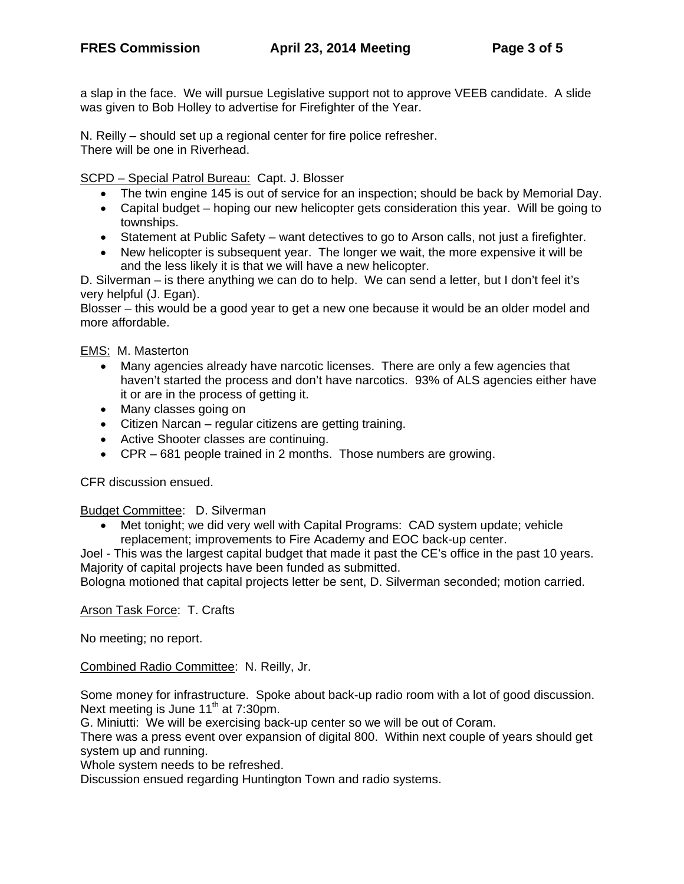a slap in the face. We will pursue Legislative support not to approve VEEB candidate. A slide was given to Bob Holley to advertise for Firefighter of the Year.

N. Reilly – should set up a regional center for fire police refresher.
There will be one in Riverhead.

<u>SCPD – Special Patrol Bureau:</u> Capt. J. Blosser

- The twin engine 145 is out of service for an inspection; should be back by Memorial Day.
- Capital budget – hoping our new helicopter gets consideration this year. Will be going to townships.
- Statement at Public Safety – want detectives to go to Arson calls, not just a firefighter.
- New helicopter is subsequent year. The longer we wait, the more expensive it will be and the less likely it is that we will have a new helicopter.

D. Silverman – is there anything we can do to help. We can send a letter, but I don't feel it's very helpful (J. Egan).
Blosser – this would be a good year to get a new one because it would be an older model and more affordable.

<u>EMS:</u> M. Masterton

- Many agencies already have narcotic licenses. There are only a few agencies that haven't started the process and don't have narcotics. 93% of ALS agencies either have it or are in the process of getting it.
- Many classes going on
- Citizen Narcan – regular citizens are getting training.
- Active Shooter classes are continuing.
- CPR – 681 people trained in 2 months. Those numbers are growing.

CFR discussion ensued.

<u>Budget Committee</u>: D. Silverman

- Met tonight; we did very well with Capital Programs: CAD system update; vehicle replacement; improvements to Fire Academy and EOC back-up center.

Joel - This was the largest capital budget that made it past the CE's office in the past 10 years. Majority of capital projects have been funded as submitted.
Bologna motioned that capital projects letter be sent, D. Silverman seconded; motion carried.

<u>Arson Task Force</u>: T. Crafts

No meeting; no report.

<u>Combined Radio Committee</u>: N. Reilly, Jr.

Some money for infrastructure. Spoke about back-up radio room with a lot of good discussion. Next meeting is June 11th at 7:30pm.
G. Miniutti: We will be exercising back-up center so we will be out of Coram.
There was a press event over expansion of digital 800. Within next couple of years should get system up and running.
Whole system needs to be refreshed.
Discussion ensued regarding Huntington Town and radio systems.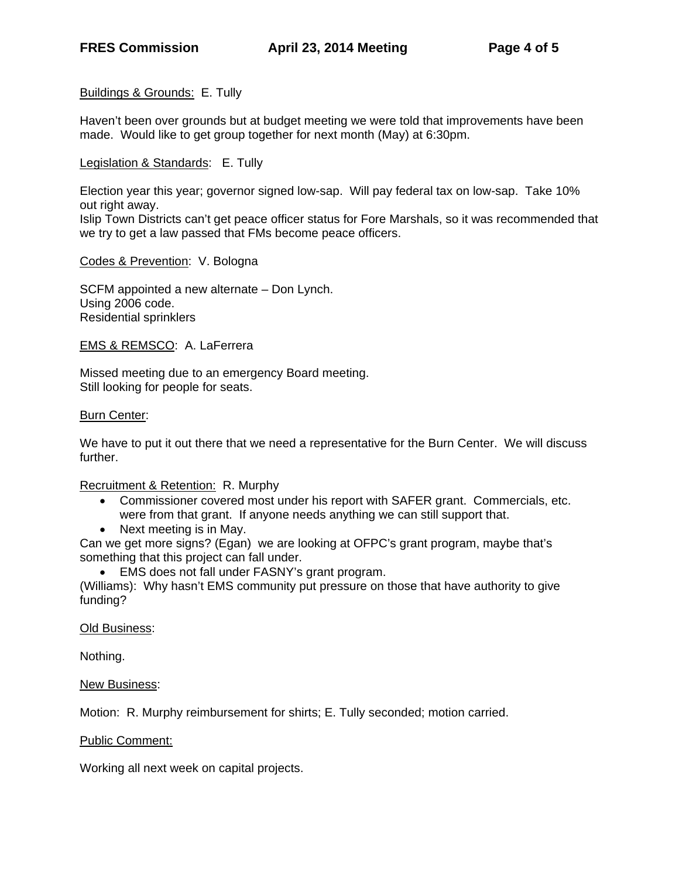<u>Buildings & Grounds:</u> E. Tully

Haven't been over grounds but at budget meeting we were told that improvements have been made. Would like to get group together for next month (May) at 6:30pm.

<u>Legislation & Standards</u>: E. Tully

Election year this year; governor signed low-sap. Will pay federal tax on low-sap. Take 10% out right away.
Islip Town Districts can't get peace officer status for Fore Marshals, so it was recommended that we try to get a law passed that FMs become peace officers.

<u>Codes & Prevention</u>: V. Bologna

SCFM appointed a new alternate – Don Lynch.
Using 2006 code.
Residential sprinklers

<u>EMS & REMSCO</u>: A. LaFerrera

Missed meeting due to an emergency Board meeting.
Still looking for people for seats.

<u>Burn Center</u>:

We have to put it out there that we need a representative for the Burn Center. We will discuss further.

<u>Recruitment & Retention:</u> R. Murphy

- Commissioner covered most under his report with SAFER grant. Commercials, etc. were from that grant. If anyone needs anything we can still support that.
- Next meeting is in May.

Can we get more signs? (Egan) we are looking at OFPC's grant program, maybe that's something that this project can fall under.

- EMS does not fall under FASNY's grant program.

(Williams): Why hasn't EMS community put pressure on those that have authority to give funding?

<u>Old Business</u>:

Nothing.

<u>New Business</u>:

Motion: R. Murphy reimbursement for shirts; E. Tully seconded; motion carried.

<u>Public Comment:</u>

Working all next week on capital projects.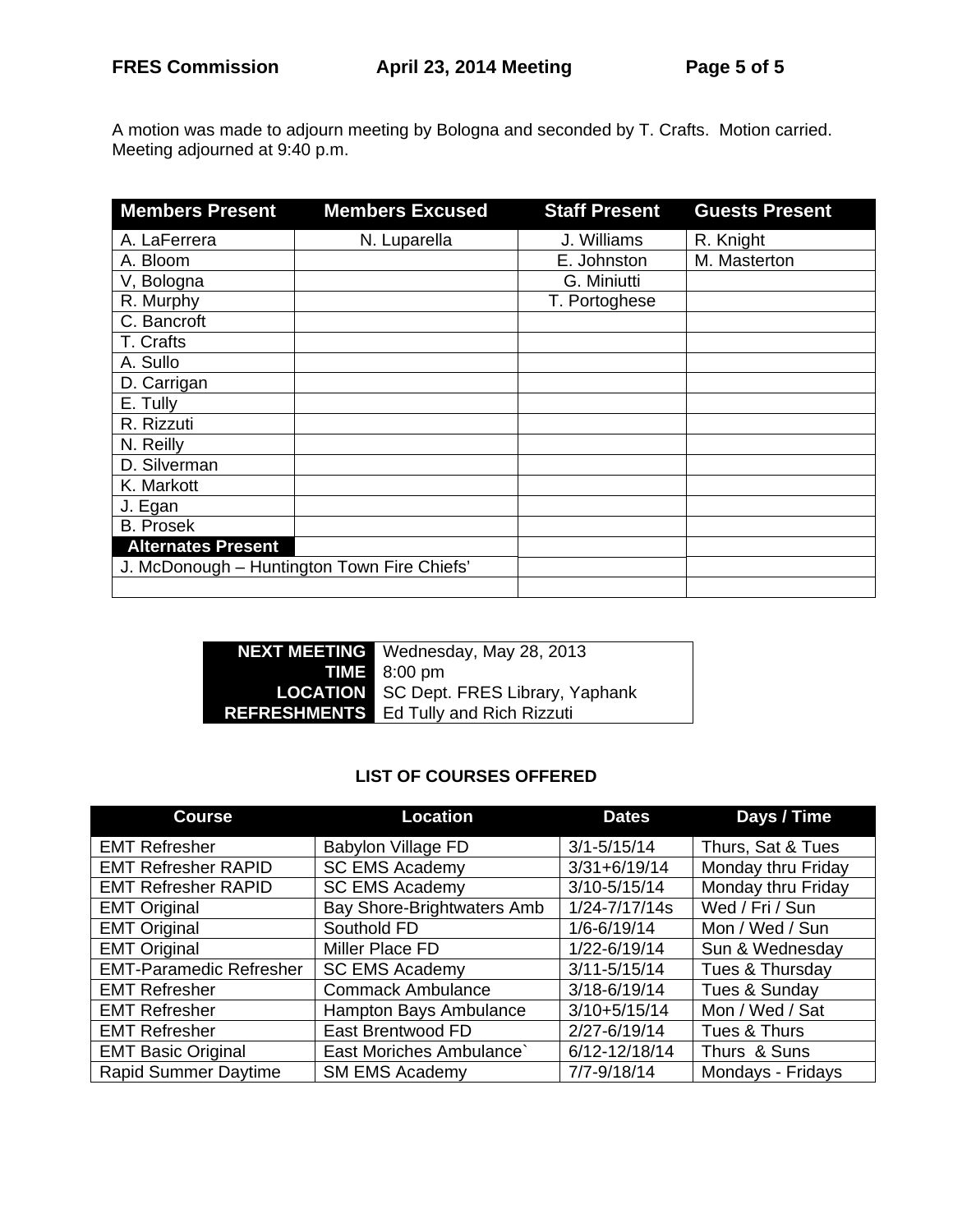A motion was made to adjourn meeting by Bologna and seconded by T. Crafts. Motion carried. Meeting adjourned at 9:40 p.m.

| Members Present | Members Excused | Staff Present | Guests Present |
|---|---|---|---|
| A. LaFerrera | N. Luparella | J. Williams | R. Knight |
| A. Bloom | | E. Johnston | M. Masterton |
| V, Bologna | | G. Miniutti | |
| R. Murphy | | T. Portoghese | |
| C. Bancroft | | | |
| T. Crafts | | | |
| A. Sullo | | | |
| D. Carrigan | | | |
| E. Tully | | | |
| R. Rizzuti | | | |
| N. Reilly | | | |
| D. Silverman | | | |
| K. Markott | | | |
| J. Egan | | | |
| B. Prosek | | | |
| **Alternates Present** | | | |
| J. McDonough – Huntington Town Fire Chiefs' | | | |
| | | | |

| | |
|---|---|
| **NEXT MEETING** | Wednesday, May 28, 2013 |
| **TIME** | 8:00 pm |
| **LOCATION** | SC Dept. FRES Library, Yaphank |
| **REFRESHMENTS** | Ed Tully and Rich Rizzuti |

**LIST OF COURSES OFFERED**

| Course | Location | Dates | Days / Time |
|---|---|---|---|
| EMT Refresher | Babylon Village FD | 3/1-5/15/14 | Thurs, Sat & Tues |
| EMT Refresher RAPID | SC EMS Academy | 3/31+6/19/14 | Monday thru Friday |
| EMT Refresher RAPID | SC EMS Academy | 3/10-5/15/14 | Monday thru Friday |
| EMT Original | Bay Shore-Brightwaters Amb | 1/24-7/17/14s | Wed / Fri / Sun |
| EMT Original | Southold FD | 1/6-6/19/14 | Mon / Wed / Sun |
| EMT Original | Miller Place FD | 1/22-6/19/14 | Sun & Wednesday |
| EMT-Paramedic Refresher | SC EMS Academy | 3/11-5/15/14 | Tues & Thursday |
| EMT Refresher | Commack Ambulance | 3/18-6/19/14 | Tues & Sunday |
| EMT Refresher | Hampton Bays Ambulance | 3/10+5/15/14 | Mon / Wed / Sat |
| EMT Refresher | East Brentwood FD | 2/27-6/19/14 | Tues & Thurs |
| EMT Basic Original | East Moriches Ambulance` | 6/12-12/18/14 | Thurs & Suns |
| Rapid Summer Daytime | SM EMS Academy | 7/7-9/18/14 | Mondays - Fridays |